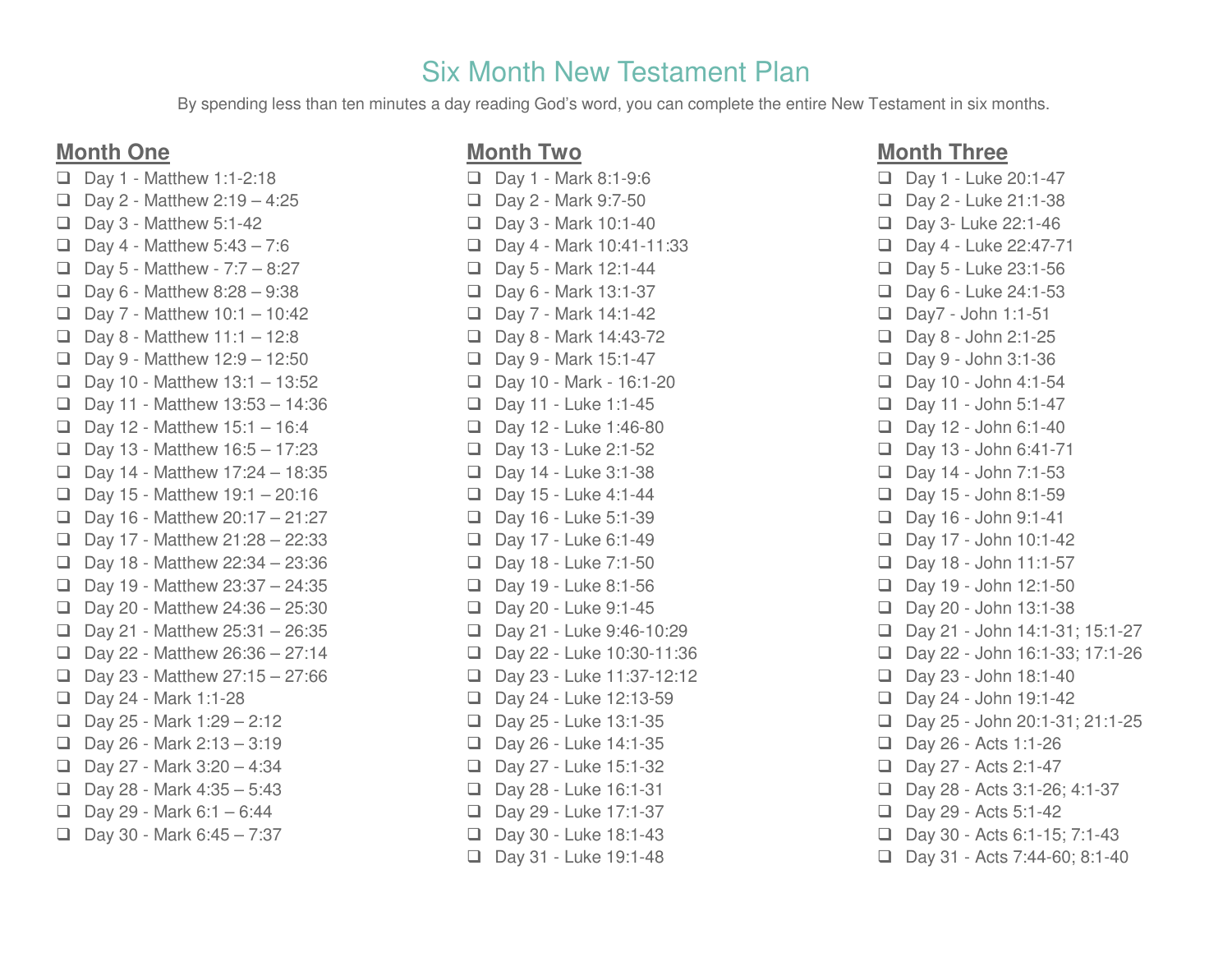# Six Month New Testament Plan

By spending less than ten minutes a day reading God's word, you can complete the entire New Testament in six months.

## Month One

- [ ] Day 1 - Matthew 1:1-2:18
- [ ] Day 2 - Matthew 2:19 – 4:25
- [ ] Day 3 - Matthew 5:1-42
- [ ] Day 4 - Matthew 5:43 – 7:6
- [ ] Day 5 - Matthew - 7:7 – 8:27
- [ ] Day 6 - Matthew 8:28 – 9:38
- [ ] Day 7 - Matthew 10:1 – 10:42
- [ ] Day 8 - Matthew 11:1 – 12:8
- [ ] Day 9 - Matthew 12:9 – 12:50
- [ ] Day 10 - Matthew 13:1 – 13:52
- [ ] Day 11 - Matthew 13:53 – 14:36
- [ ] Day 12 - Matthew 15:1 – 16:4
- [ ] Day 13 - Matthew 16:5 – 17:23
- [ ] Day 14 - Matthew 17:24 – 18:35
- [ ] Day 15 - Matthew 19:1 – 20:16
- [ ] Day 16 - Matthew 20:17 – 21:27
- [ ] Day 17 - Matthew 21:28 – 22:33
- [ ] Day 18 - Matthew 22:34 – 23:36
- [ ] Day 19 - Matthew 23:37 – 24:35
- [ ] Day 20 - Matthew 24:36 – 25:30
- [ ] Day 21 - Matthew 25:31 – 26:35
- [ ] Day 22 - Matthew 26:36 – 27:14
- [ ] Day 23 - Matthew 27:15 – 27:66
- [ ] Day 24 - Mark 1:1-28
- [ ] Day 25 - Mark 1:29 – 2:12
- [ ] Day 26 - Mark 2:13 – 3:19
- [ ] Day 27 - Mark 3:20 – 4:34
- [ ] Day 28 - Mark 4:35 – 5:43
- [ ] Day 29 - Mark 6:1 – 6:44
- [ ] Day 30 - Mark 6:45 – 7:37

## Month Two

- [ ] Day 1 - Mark 8:1-9:6
- [ ] Day 2 - Mark 9:7-50
- [ ] Day 3 - Mark 10:1-40
- [ ] Day 4 - Mark 10:41-11:33
- [ ] Day 5 - Mark 12:1-44
- [ ] Day 6 - Mark 13:1-37
- [ ] Day 7 - Mark 14:1-42
- [ ] Day 8 - Mark 14:43-72
- [ ] Day 9 - Mark 15:1-47
- [ ] Day 10 - Mark - 16:1-20
- [ ] Day 11 - Luke 1:1-45
- [ ] Day 12 - Luke 1:46-80
- [ ] Day 13 - Luke 2:1-52
- [ ] Day 14 - Luke 3:1-38
- [ ] Day 15 - Luke 4:1-44
- [ ] Day 16 - Luke 5:1-39
- [ ] Day 17 - Luke 6:1-49
- [ ] Day 18 - Luke 7:1-50
- [ ] Day 19 - Luke 8:1-56
- [ ] Day 20 - Luke 9:1-45
- [ ] Day 21 - Luke 9:46-10:29
- [ ] Day 22 - Luke 10:30-11:36
- [ ] Day 23 - Luke 11:37-12:12
- [ ] Day 24 - Luke 12:13-59
- [ ] Day 25 - Luke 13:1-35
- [ ] Day 26 - Luke 14:1-35
- [ ] Day 27 - Luke 15:1-32
- [ ] Day 28 - Luke 16:1-31
- [ ] Day 29 - Luke 17:1-37
- [ ] Day 30 - Luke 18:1-43
- [ ] Day 31 - Luke 19:1-48

## Month Three

- [ ] Day 1 - Luke 20:1-47
- [ ] Day 2 - Luke 21:1-38
- [ ] Day 3- Luke 22:1-46
- [ ] Day 4 - Luke 22:47-71
- [ ] Day 5 - Luke 23:1-56
- [ ] Day 6 - Luke 24:1-53
- [ ] Day7 - John 1:1-51
- [ ] Day 8 - John 2:1-25
- [ ] Day 9 - John 3:1-36
- [ ] Day 10 - John 4:1-54
- [ ] Day 11 - John 5:1-47
- [ ] Day 12 - John 6:1-40
- [ ] Day 13 - John 6:41-71
- [ ] Day 14 - John 7:1-53
- [ ] Day 15 - John 8:1-59
- [ ] Day 16 - John 9:1-41
- [ ] Day 17 - John 10:1-42
- [ ] Day 18 - John 11:1-57
- [ ] Day 19 - John 12:1-50
- [ ] Day 20 - John 13:1-38
- [ ] Day 21 - John 14:1-31; 15:1-27
- [ ] Day 22 - John 16:1-33; 17:1-26
- [ ] Day 23 - John 18:1-40
- [ ] Day 24 - John 19:1-42
- [ ] Day 25 - John 20:1-31; 21:1-25
- [ ] Day 26 - Acts 1:1-26
- [ ] Day 27 - Acts 2:1-47
- [ ] Day 28 - Acts 3:1-26; 4:1-37
- [ ] Day 29 - Acts 5:1-42
- [ ] Day 30 - Acts 6:1-15; 7:1-43
- [ ] Day 31 - Acts 7:44-60; 8:1-40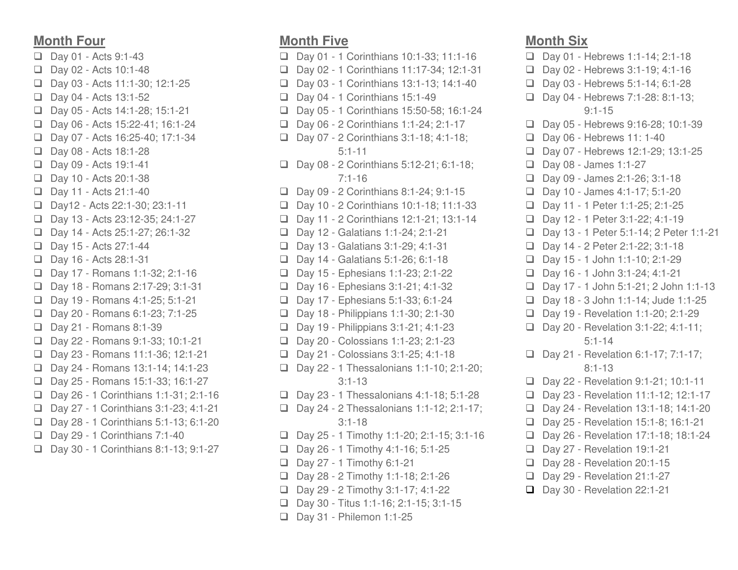## Month Four

- ❑ Day 01 - Acts 9:1-43
- ❑ Day 02 - Acts 10:1-48
- ❑ Day 03 - Acts 11:1-30; 12:1-25
- ❑ Day 04 - Acts 13:1-52
- ❑ Day 05 - Acts 14:1-28; 15:1-21
- ❑ Day 06 - Acts 15:22-41; 16:1-24
- ❑ Day 07 - Acts 16:25-40; 17:1-34
- ❑ Day 08 - Acts 18:1-28
- ❑ Day 09 - Acts 19:1-41
- ❑ Day 10 - Acts 20:1-38
- ❑ Day 11 - Acts 21:1-40
- ❑ Day12 - Acts 22:1-30; 23:1-11
- ❑ Day 13 - Acts 23:12-35; 24:1-27
- ❑ Day 14 - Acts 25:1-27; 26:1-32
- ❑ Day 15 - Acts 27:1-44
- ❑ Day 16 - Acts 28:1-31
- ❑ Day 17 - Romans 1:1-32; 2:1-16
- ❑ Day 18 - Romans 2:17-29; 3:1-31
- ❑ Day 19 - Romans 4:1-25; 5:1-21
- ❑ Day 20 - Romans 6:1-23; 7:1-25
- ❑ Day 21 - Romans 8:1-39
- ❑ Day 22 - Romans 9:1-33; 10:1-21
- ❑ Day 23 - Romans 11:1-36; 12:1-21
- ❑ Day 24 - Romans 13:1-14; 14:1-23
- ❑ Day 25 - Romans 15:1-33; 16:1-27
- ❑ Day 26 - 1 Corinthians 1:1-31; 2:1-16
- ❑ Day 27 - 1 Corinthians 3:1-23; 4:1-21
- ❑ Day 28 - 1 Corinthians 5:1-13; 6:1-20
- ❑ Day 29 - 1 Corinthians 7:1-40
- ❑ Day 30 - 1 Corinthians 8:1-13; 9:1-27

## Month Five

- ❑ Day 01 - 1 Corinthians 10:1-33; 11:1-16
- ❑ Day 02 - 1 Corinthians 11:17-34; 12:1-31
- ❑ Day 03 - 1 Corinthians 13:1-13; 14:1-40
- ❑ Day 04 - 1 Corinthians 15:1-49
- ❑ Day 05 - 1 Corinthians 15:50-58; 16:1-24
- ❑ Day 06 - 2 Corinthians 1:1-24; 2:1-17
- ❑ Day 07 - 2 Corinthians 3:1-18; 4:1-18; 5:1-11
- ❑ Day 08 - 2 Corinthians 5:12-21; 6:1-18; 7:1-16
- ❑ Day 09 - 2 Corinthians 8:1-24; 9:1-15
- ❑ Day 10 - 2 Corinthians 10:1-18; 11:1-33
- ❑ Day 11 - 2 Corinthians 12:1-21; 13:1-14
- ❑ Day 12 - Galatians 1:1-24; 2:1-21
- ❑ Day 13 - Galatians 3:1-29; 4:1-31
- ❑ Day 14 - Galatians 5:1-26; 6:1-18
- ❑ Day 15 - Ephesians 1:1-23; 2:1-22
- ❑ Day 16 - Ephesians 3:1-21; 4:1-32
- ❑ Day 17 - Ephesians 5:1-33; 6:1-24
- ❑ Day 18 - Philippians 1:1-30; 2:1-30
- ❑ Day 19 - Philippians 3:1-21; 4:1-23
- ❑ Day 20 - Colossians 1:1-23; 2:1-23
- ❑ Day 21 - Colossians 3:1-25; 4:1-18
- ❑ Day 22 - 1 Thessalonians 1:1-10; 2:1-20; 3:1-13
- ❑ Day 23 - 1 Thessalonians 4:1-18; 5:1-28
- ❑ Day 24 - 2 Thessalonians 1:1-12; 2:1-17; 3:1-18
- ❑ Day 25 - 1 Timothy 1:1-20; 2:1-15; 3:1-16
- ❑ Day 26 - 1 Timothy 4:1-16; 5:1-25
- ❑ Day 27 - 1 Timothy 6:1-21
- ❑ Day 28 - 2 Timothy 1:1-18; 2:1-26
- ❑ Day 29 - 2 Timothy 3:1-17; 4:1-22
- ❑ Day 30 - Titus 1:1-16; 2:1-15; 3:1-15
- ❑ Day 31 - Philemon 1:1-25

## Month Six

- ❑ Day 01 - Hebrews 1:1-14; 2:1-18
- ❑ Day 02 - Hebrews 3:1-19; 4:1-16
- ❑ Day 03 - Hebrews 5:1-14; 6:1-28
- ❑ Day 04 - Hebrews 7:1-28: 8:1-13; 9:1-15
- ❑ Day 05 - Hebrews 9:16-28; 10:1-39
- ❑ Day 06 - Hebrews 11: 1-40
- ❑ Day 07 - Hebrews 12:1-29; 13:1-25
- ❑ Day 08 - James 1:1-27
- ❑ Day 09 - James 2:1-26; 3:1-18
- ❑ Day 10 - James 4:1-17; 5:1-20
- ❑ Day 11 - 1 Peter 1:1-25; 2:1-25
- ❑ Day 12 - 1 Peter 3:1-22; 4:1-19
- ❑ Day 13 - 1 Peter 5:1-14; 2 Peter 1:1-21
- ❑ Day 14 - 2 Peter 2:1-22; 3:1-18
- ❑ Day 15 - 1 John 1:1-10; 2:1-29
- ❑ Day 16 - 1 John 3:1-24; 4:1-21
- ❑ Day 17 - 1 John 5:1-21; 2 John 1:1-13
- ❑ Day 18 - 3 John 1:1-14; Jude 1:1-25
- ❑ Day 19 - Revelation 1:1-20; 2:1-29
- ❑ Day 20 - Revelation 3:1-22; 4:1-11; 5:1-14
- ❑ Day 21 - Revelation 6:1-17; 7:1-17; 8:1-13
- ❑ Day 22 - Revelation 9:1-21; 10:1-11
- ❑ Day 23 - Revelation 11:1-12; 12:1-17
- ❑ Day 24 - Revelation 13:1-18; 14:1-20
- ❑ Day 25 - Revelation 15:1-8; 16:1-21
- ❑ Day 26 - Revelation 17:1-18; 18:1-24
- ❑ Day 27 - Revelation 19:1-21
- ❑ Day 28 - Revelation 20:1-15
- ❑ Day 29 - Revelation 21:1-27
- ❑ Day 30 - Revelation 22:1-21